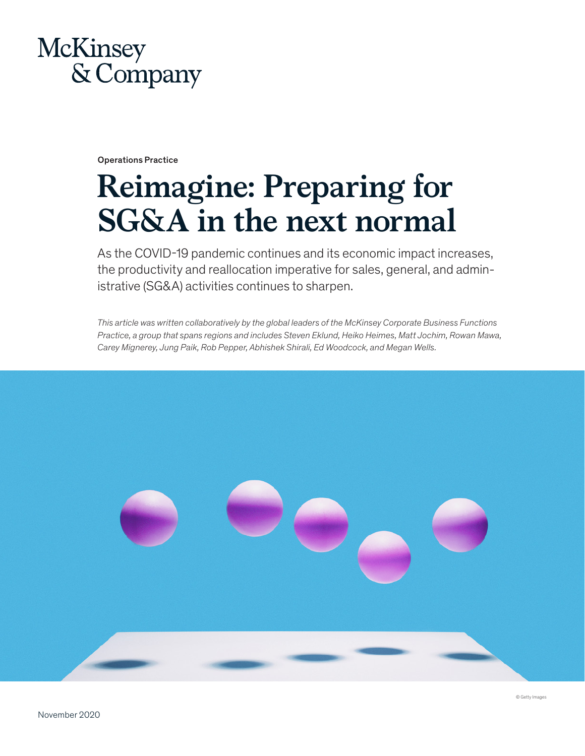McKinsey & Company

Operations Practice

# Reimagine: Preparing for SG&A in the next normal

As the COVID-19 pandemic continues and its economic impact increases, the productivity and reallocation imperative for sales, general, and administrative (SG&A) activities continues to sharpen.

*This article was written collaboratively by the global leaders of the McKinsey Corporate Business Functions Practice, a group that spans regions and includes Steven Eklund, Heiko Heimes, Matt Jochim, Rowan Mawa, Carey Mignerey, Jung Paik, Rob Pepper, Abhishek Shirali, Ed Woodcock, and Megan Wells.*

© Getty Images

November 2020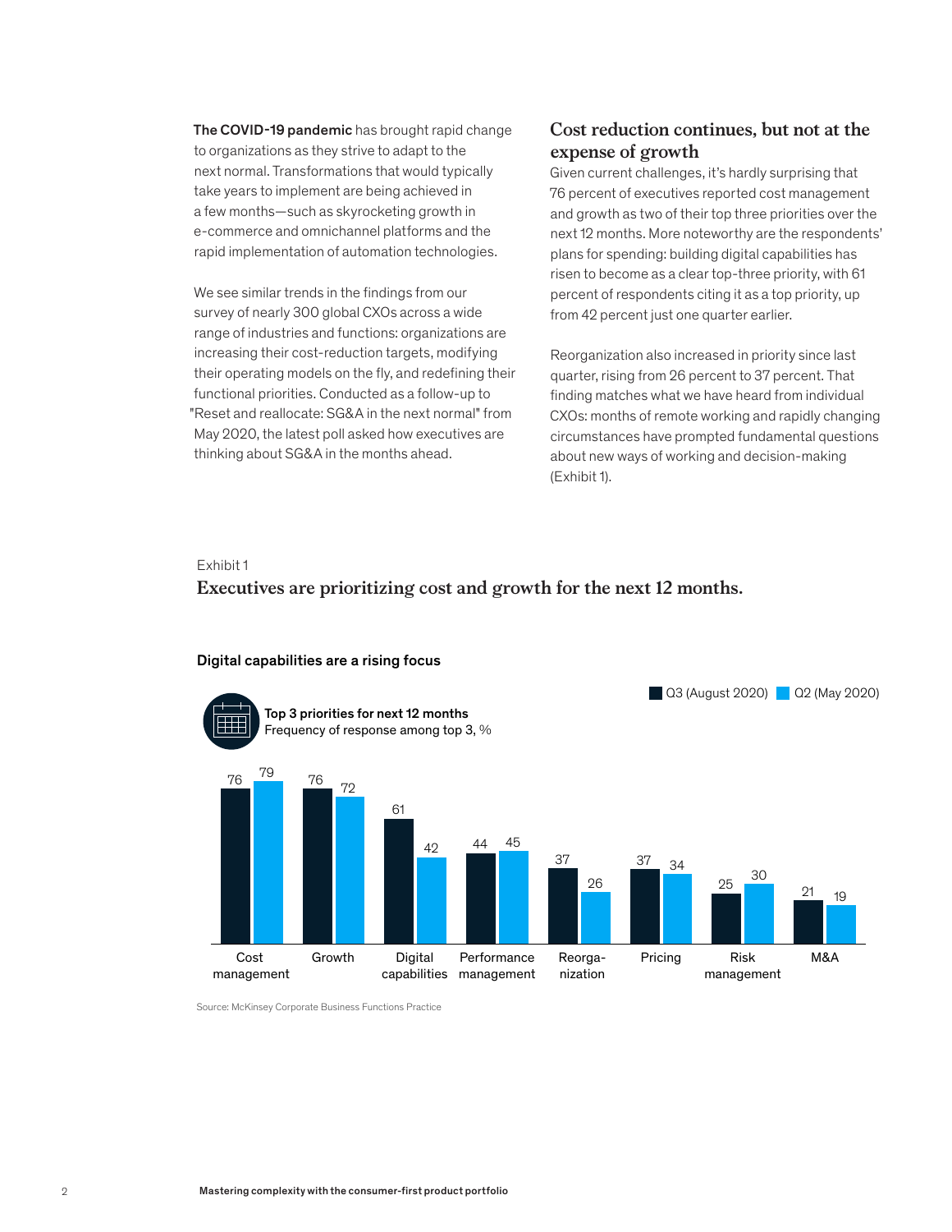**The COVID-19 pandemic** has brought rapid change to organizations as they strive to adapt to the next normal. Transformations that would typically take years to implement are being achieved in a few months—such as skyrocketing growth in e-commerce and omnichannel platforms and the rapid implementation of automation technologies.

We see similar trends in the findings from our survey of nearly 300 global CXOs across a wide range of industries and functions: organizations are increasing their cost-reduction targets, modifying their operating models on the fly, and redefining their functional priorities. Conducted as a follow-up to "Reset and reallocate: SG&A in the next normal" from May 2020, the latest poll asked how executives are thinking about SG&A in the months ahead.

## Cost reduction continues, but not at the expense of growth

Given current challenges, it's hardly surprising that 76 percent of executives reported cost management and growth as two of their top three priorities over the next 12 months. More noteworthy are the respondents' plans for spending: building digital capabilities has risen to become as a clear top-three priority, with 61 percent of respondents citing it as a top priority, up from 42 percent just one quarter earlier.

Reorganization also increased in priority since last quarter, rising from 26 percent to 37 percent. That finding matches what we have heard from individual CXOs: months of remote working and rapidly changing circumstances have prompted fundamental questions about new ways of working and decision-making (Exhibit 1).

Exhibit 1

**Executives are prioritizing cost and growth for the next 12 months.**

**Digital capabilities are a rising focus**

Q3 (August 2020) Q2 (May 2020)

**Top 3 priorities for next 12 months**
Frequency of response among top 3, %

Cost management 76 79
Growth 76 72
Digital capabilities 61 42
Performance management 44 45
Reorga-nization 37 26
Pricing 37 34
Risk management 25 30
M&A 21 19

Source: McKinsey Corporate Business Functions Practice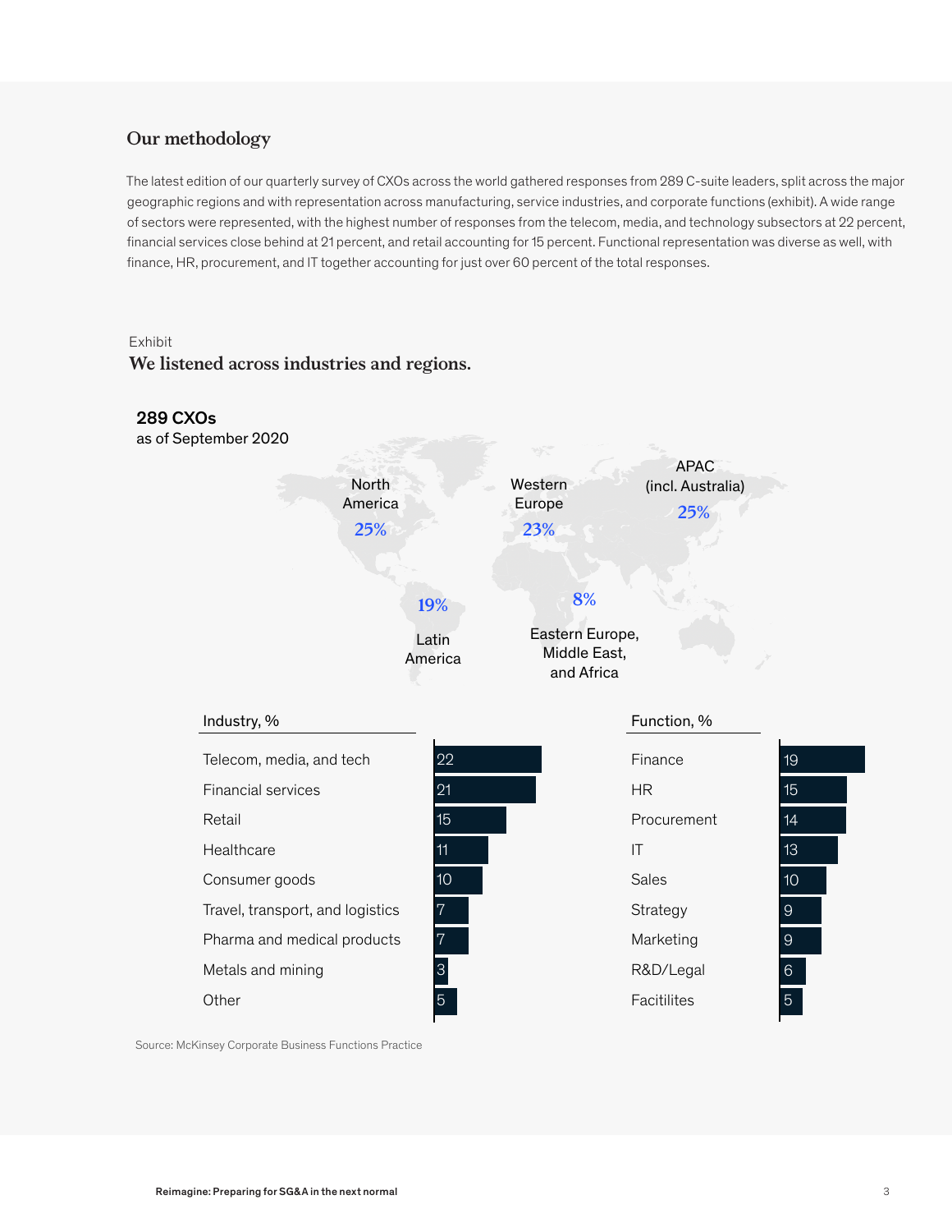## Our methodology

The latest edition of our quarterly survey of CXOs across the world gathered responses from 289 C-suite leaders, split across the major geographic regions and with representation across manufacturing, service industries, and corporate functions (exhibit). A wide range of sectors were represented, with the highest number of responses from the telecom, media, and technology subsectors at 22 percent, financial services close behind at 21 percent, and retail accounting for 15 percent. Functional representation was diverse as well, with finance, HR, procurement, and IT together accounting for just over 60 percent of the total responses.

Exhibit

**We listened across industries and regions.**

**289 CXOs**
as of September 2020

North America
25%

Western Europe
23%

APAC (incl. Australia)
25%

19%
Latin America

8%
Eastern Europe, Middle East, and Africa

Industry, %

Telecom, media, and tech 22
Financial services 21
Retail 15
Healthcare 11
Consumer goods 10
Travel, transport, and logistics 7
Pharma and medical products 7
Metals and mining 3
Other 5

Function, %

Finance 19
HR 15
Procurement 14
IT 13
Sales 10
Strategy 9
Marketing 9
R&D/Legal 6
Facitilites 5

Source: McKinsey Corporate Business Functions Practice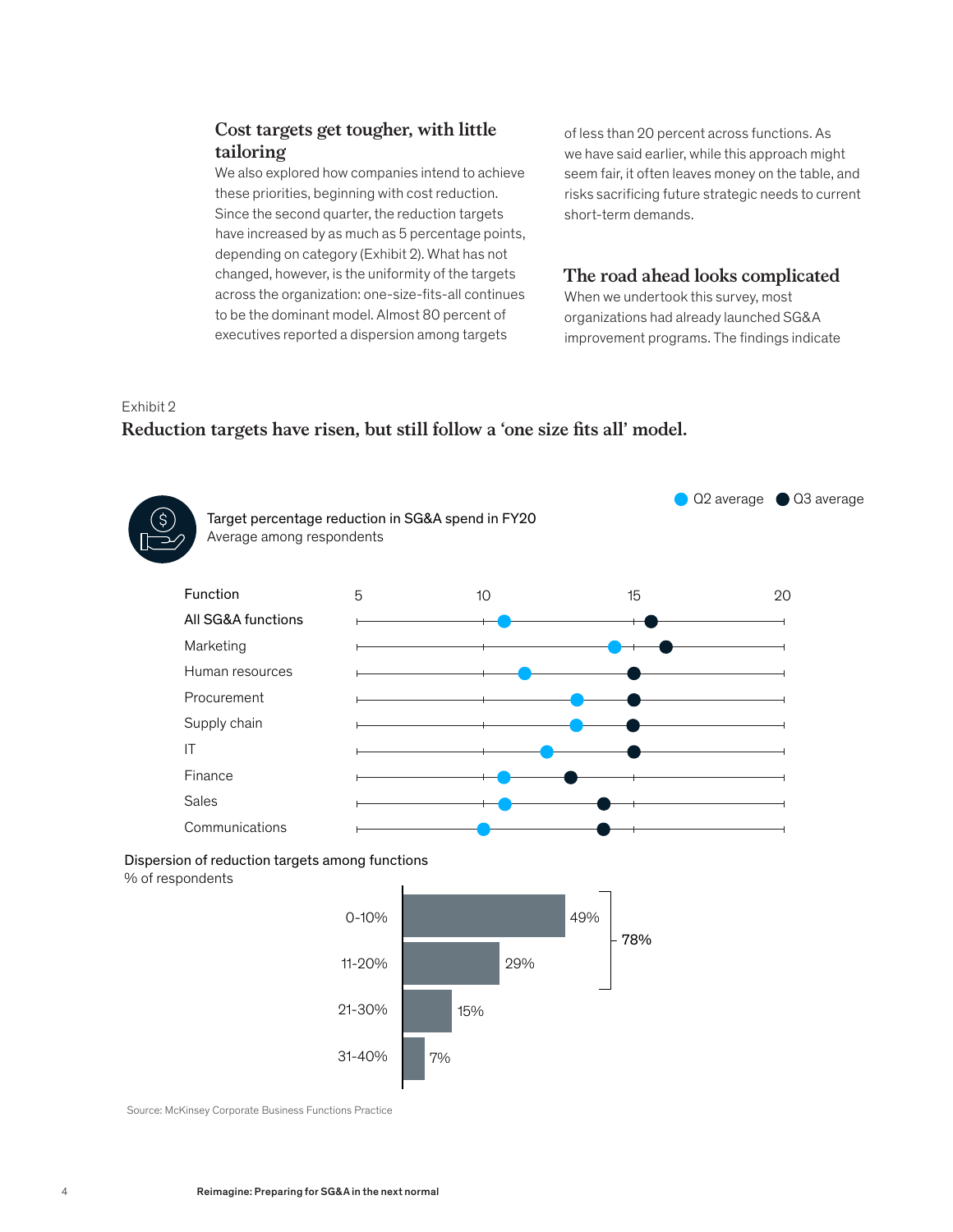## Cost targets get tougher, with little tailoring

We also explored how companies intend to achieve these priorities, beginning with cost reduction. Since the second quarter, the reduction targets have increased by as much as 5 percentage points, depending on category (Exhibit 2). What has not changed, however, is the uniformity of the targets across the organization: one-size-fits-all continues to be the dominant model. Almost 80 percent of executives reported a dispersion among targets of less than 20 percent across functions. As we have said earlier, while this approach might seem fair, it often leaves money on the table, and risks sacrificing future strategic needs to current short-term demands.

## The road ahead looks complicated

When we undertook this survey, most organizations had already launched SG&A improvement programs. The findings indicate

Exhibit 2

**Reduction targets have risen, but still follow a 'one size fits all' model.**

Q2 average
Q3 average

Target percentage reduction in SG&A spend in FY20
Average among respondents

Function
5
10
15
20
All SG&A functions
Marketing
Human resources
Procurement
Supply chain
IT
Finance
Sales
Communications

Dispersion of reduction targets among functions
% of respondents

0-10%
49%
11-20%
29%
21-30%
15%
31-40%
7%
78%

Source: McKinsey Corporate Business Functions Practice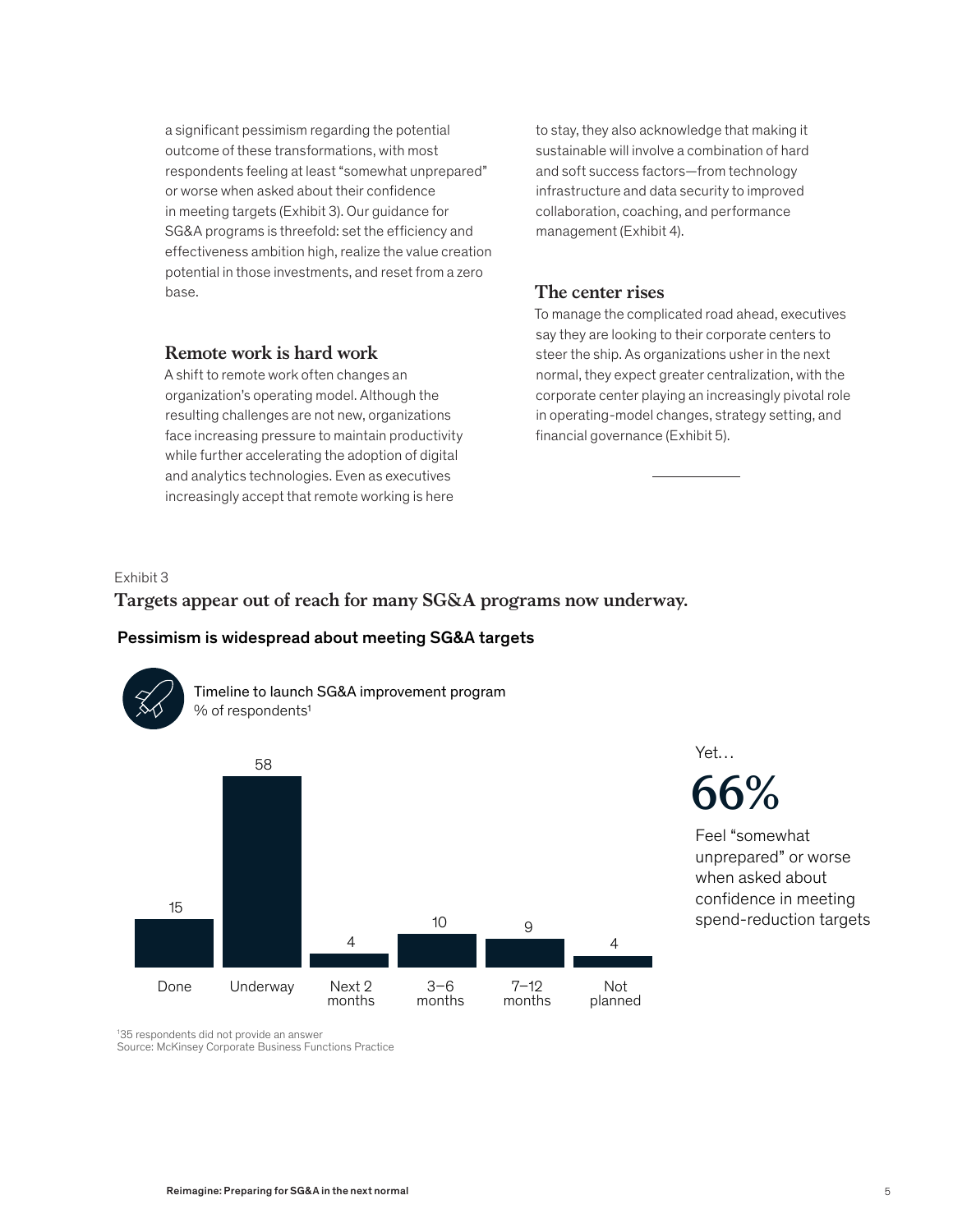a significant pessimism regarding the potential outcome of these transformations, with most respondents feeling at least "somewhat unprepared" or worse when asked about their confidence in meeting targets (Exhibit 3). Our guidance for SG&A programs is threefold: set the efficiency and effectiveness ambition high, realize the value creation potential in those investments, and reset from a zero base.

## Remote work is hard work

A shift to remote work often changes an organization's operating model. Although the resulting challenges are not new, organizations face increasing pressure to maintain productivity while further accelerating the adoption of digital and analytics technologies. Even as executives increasingly accept that remote working is here to stay, they also acknowledge that making it sustainable will involve a combination of hard and soft success factors—from technology infrastructure and data security to improved collaboration, coaching, and performance management (Exhibit 4).

## The center rises

To manage the complicated road ahead, executives say they are looking to their corporate centers to steer the ship. As organizations usher in the next normal, they expect greater centralization, with the corporate center playing an increasingly pivotal role in operating-model changes, strategy setting, and financial governance (Exhibit 5).

---

Exhibit 3

**Targets appear out of reach for many SG&A programs now underway.**

**Pessimism is widespread about meeting SG&A targets**

Timeline to launch SG&A improvement program
% of respondents[1]

Done: 15
Underway: 58
Next 2 months: 4
3–6 months: 10
7–12 months: 9
Not planned: 4

Yet…

**66%**

Feel "somewhat unprepared" or worse when asked about confidence in meeting spend-reduction targets

[1] 35 respondents did not provide an answer
Source: McKinsey Corporate Business Functions Practice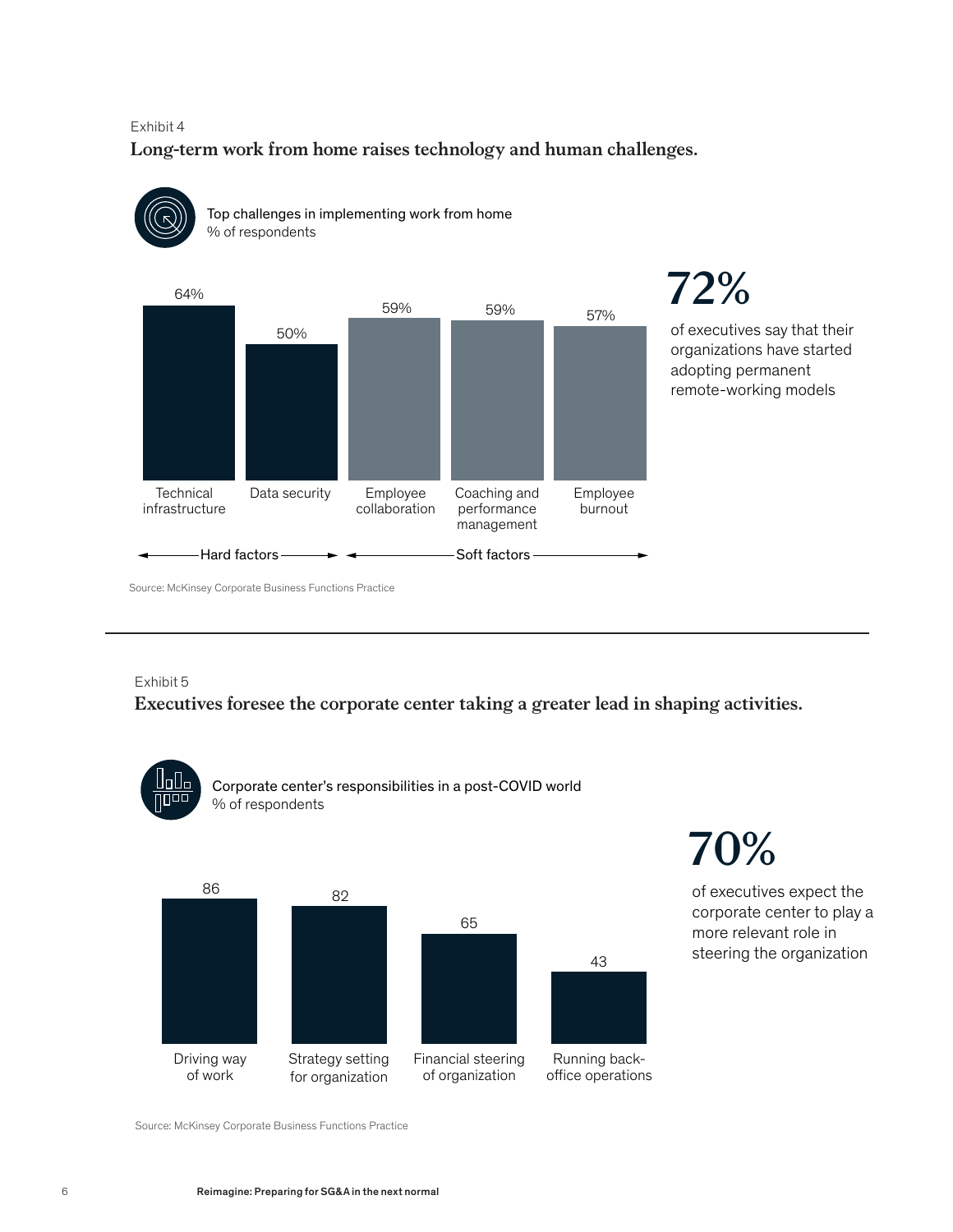Exhibit 4

**Long-term work from home raises technology and human challenges.**

Top challenges in implementing work from home
% of respondents

64%
Technical infrastructure

50%
Data security

59%
Employee collaboration

59%
Coaching and performance management

57%
Employee burnout

Hard factors
Soft factors

72%

of executives say that their organizations have started adopting permanent remote-working models

Source: McKinsey Corporate Business Functions Practice

---

Exhibit 5

**Executives foresee the corporate center taking a greater lead in shaping activities.**

Corporate center's responsibilities in a post-COVID world
% of respondents

86
Driving way of work

82
Strategy setting for organization

65
Financial steering of organization

43
Running back-office operations

70%

of executives expect the corporate center to play a more relevant role in steering the organization

Source: McKinsey Corporate Business Functions Practice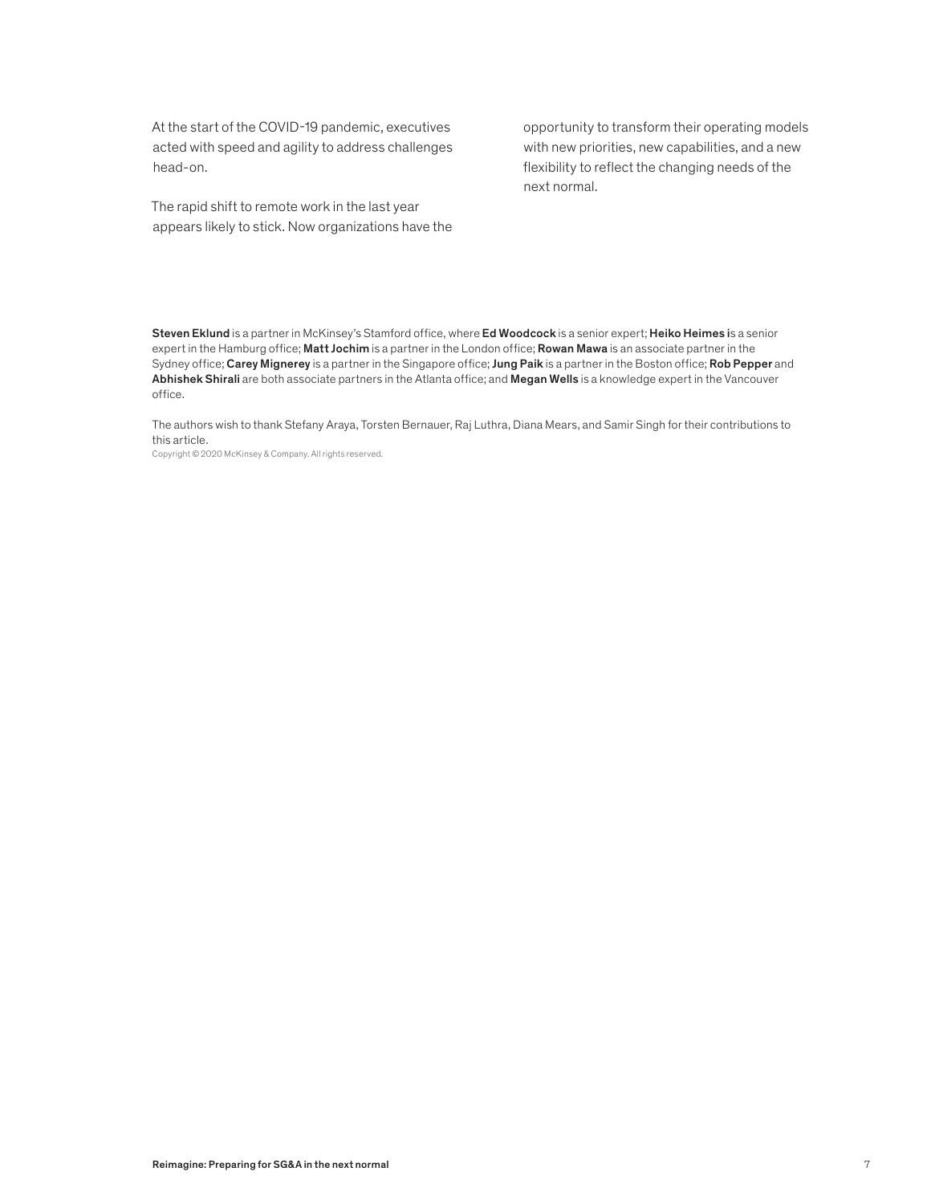At the start of the COVID-19 pandemic, executives acted with speed and agility to address challenges head-on.

The rapid shift to remote work in the last year appears likely to stick. Now organizations have the opportunity to transform their operating models with new priorities, new capabilities, and a new flexibility to reflect the changing needs of the next normal.

**Steven Eklund** is a partner in McKinsey's Stamford office, where **Ed Woodcock** is a senior expert; **Heiko Heimes i**s a senior expert in the Hamburg office; **Matt Jochim** is a partner in the London office; **Rowan Mawa** is an associate partner in the Sydney office; **Carey Mignerey** is a partner in the Singapore office; **Jung Paik** is a partner in the Boston office; **Rob Pepper** and **Abhishek Shirali** are both associate partners in the Atlanta office; and **Megan Wells** is a knowledge expert in the Vancouver office.

The authors wish to thank Stefany Araya, Torsten Bernauer, Raj Luthra, Diana Mears, and Samir Singh for their contributions to this article.

Copyright © 2020 McKinsey & Company. All rights reserved.